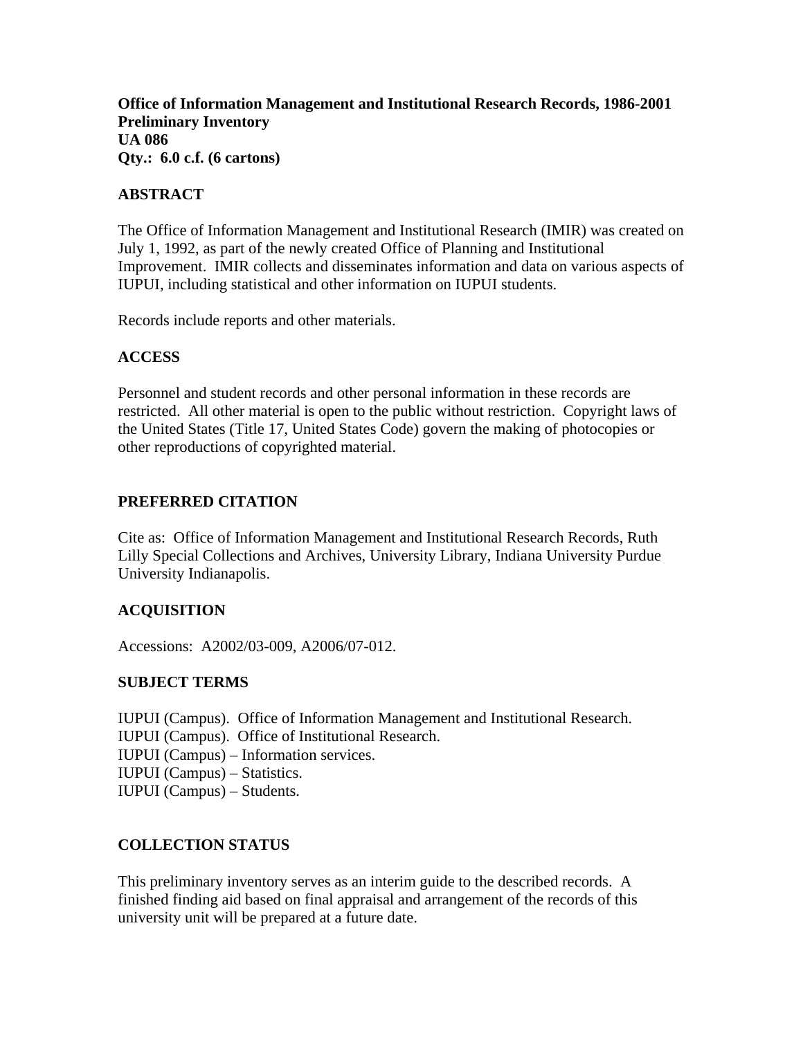**Office of Information Management and Institutional Research Records, 1986-2001**
**Preliminary Inventory**
**UA 086**
**Qty.: 6.0 c.f. (6 cartons)**

## ABSTRACT

The Office of Information Management and Institutional Research (IMIR) was created on July 1, 1992, as part of the newly created Office of Planning and Institutional Improvement. IMIR collects and disseminates information and data on various aspects of IUPUI, including statistical and other information on IUPUI students.

Records include reports and other materials.

## ACCESS

Personnel and student records and other personal information in these records are restricted. All other material is open to the public without restriction. Copyright laws of the United States (Title 17, United States Code) govern the making of photocopies or other reproductions of copyrighted material.

## PREFERRED CITATION

Cite as: Office of Information Management and Institutional Research Records, Ruth Lilly Special Collections and Archives, University Library, Indiana University Purdue University Indianapolis.

## ACQUISITION

Accessions: A2002/03-009, A2006/07-012.

## SUBJECT TERMS

IUPUI (Campus). Office of Information Management and Institutional Research.
IUPUI (Campus). Office of Institutional Research.
IUPUI (Campus) – Information services.
IUPUI (Campus) – Statistics.
IUPUI (Campus) – Students.

## COLLECTION STATUS

This preliminary inventory serves as an interim guide to the described records. A finished finding aid based on final appraisal and arrangement of the records of this university unit will be prepared at a future date.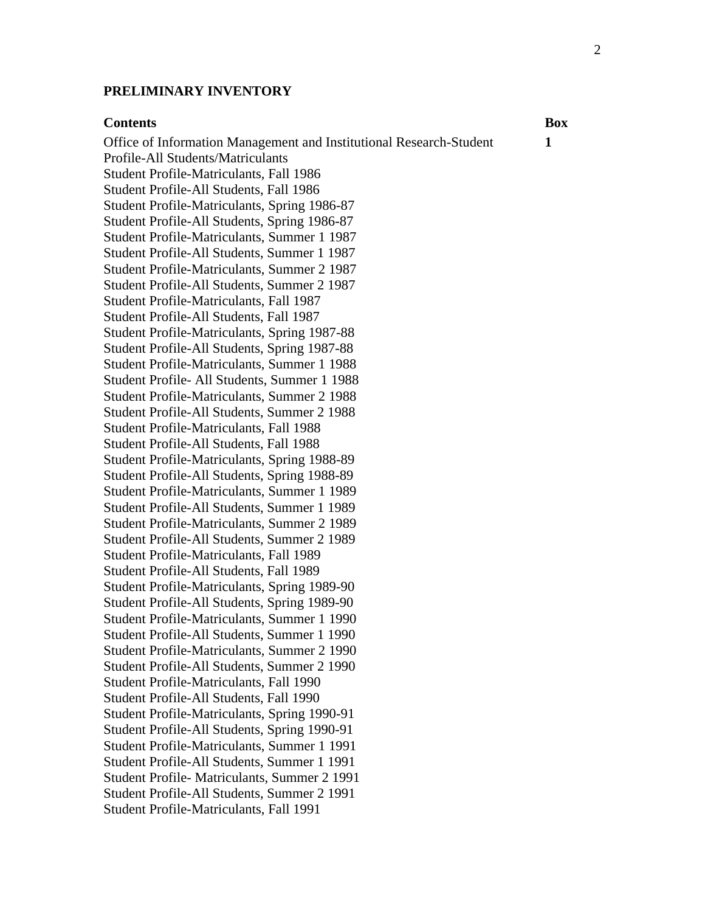**PRELIMINARY INVENTORY**

| Contents | Box |
|---|---|
| Office of Information Management and Institutional Research-Student Profile-All Students/Matriculants | **1** |
| Student Profile-Matriculants, Fall 1986 | |
| Student Profile-All Students, Fall 1986 | |
| Student Profile-Matriculants, Spring 1986-87 | |
| Student Profile-All Students, Spring 1986-87 | |
| Student Profile-Matriculants, Summer 1 1987 | |
| Student Profile-All Students, Summer 1 1987 | |
| Student Profile-Matriculants, Summer 2 1987 | |
| Student Profile-All Students, Summer 2 1987 | |
| Student Profile-Matriculants, Fall 1987 | |
| Student Profile-All Students, Fall 1987 | |
| Student Profile-Matriculants, Spring 1987-88 | |
| Student Profile-All Students, Spring 1987-88 | |
| Student Profile-Matriculants, Summer 1 1988 | |
| Student Profile- All Students, Summer 1 1988 | |
| Student Profile-Matriculants, Summer 2 1988 | |
| Student Profile-All Students, Summer 2 1988 | |
| Student Profile-Matriculants, Fall 1988 | |
| Student Profile-All Students, Fall 1988 | |
| Student Profile-Matriculants, Spring 1988-89 | |
| Student Profile-All Students, Spring 1988-89 | |
| Student Profile-Matriculants, Summer 1 1989 | |
| Student Profile-All Students, Summer 1 1989 | |
| Student Profile-Matriculants, Summer 2 1989 | |
| Student Profile-All Students, Summer 2 1989 | |
| Student Profile-Matriculants, Fall 1989 | |
| Student Profile-All Students, Fall 1989 | |
| Student Profile-Matriculants, Spring 1989-90 | |
| Student Profile-All Students, Spring 1989-90 | |
| Student Profile-Matriculants, Summer 1 1990 | |
| Student Profile-All Students, Summer 1 1990 | |
| Student Profile-Matriculants, Summer 2 1990 | |
| Student Profile-All Students, Summer 2 1990 | |
| Student Profile-Matriculants, Fall 1990 | |
| Student Profile-All Students, Fall 1990 | |
| Student Profile-Matriculants, Spring 1990-91 | |
| Student Profile-All Students, Spring 1990-91 | |
| Student Profile-Matriculants, Summer 1 1991 | |
| Student Profile-All Students, Summer 1 1991 | |
| Student Profile- Matriculants, Summer 2 1991 | |
| Student Profile-All Students, Summer 2 1991 | |
| Student Profile-Matriculants, Fall 1991 | |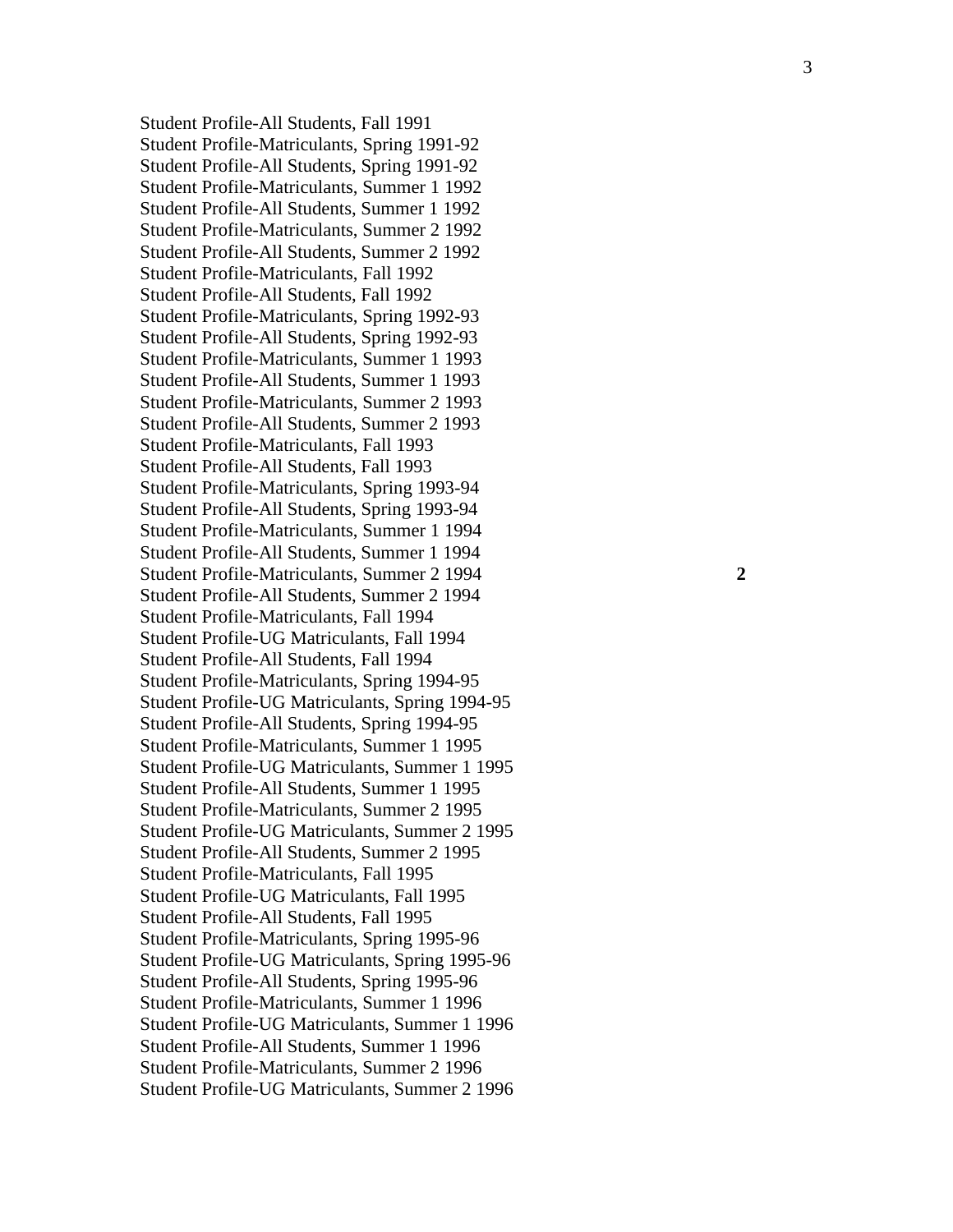Student Profile-All Students, Fall 1991
Student Profile-Matriculants, Spring 1991-92
Student Profile-All Students, Spring 1991-92
Student Profile-Matriculants, Summer 1 1992
Student Profile-All Students, Summer 1 1992
Student Profile-Matriculants, Summer 2 1992
Student Profile-All Students, Summer 2 1992
Student Profile-Matriculants, Fall 1992
Student Profile-All Students, Fall 1992
Student Profile-Matriculants, Spring 1992-93
Student Profile-All Students, Spring 1992-93
Student Profile-Matriculants, Summer 1 1993
Student Profile-All Students, Summer 1 1993
Student Profile-Matriculants, Summer 2 1993
Student Profile-All Students, Summer 2 1993
Student Profile-Matriculants, Fall 1993
Student Profile-All Students, Fall 1993
Student Profile-Matriculants, Spring 1993-94
Student Profile-All Students, Spring 1993-94
Student Profile-Matriculants, Summer 1 1994
Student Profile-All Students, Summer 1 1994
Student Profile-Matriculants, Summer 2 1994 **2**
Student Profile-All Students, Summer 2 1994
Student Profile-Matriculants, Fall 1994
Student Profile-UG Matriculants, Fall 1994
Student Profile-All Students, Fall 1994
Student Profile-Matriculants, Spring 1994-95
Student Profile-UG Matriculants, Spring 1994-95
Student Profile-All Students, Spring 1994-95
Student Profile-Matriculants, Summer 1 1995
Student Profile-UG Matriculants, Summer 1 1995
Student Profile-All Students, Summer 1 1995
Student Profile-Matriculants, Summer 2 1995
Student Profile-UG Matriculants, Summer 2 1995
Student Profile-All Students, Summer 2 1995
Student Profile-Matriculants, Fall 1995
Student Profile-UG Matriculants, Fall 1995
Student Profile-All Students, Fall 1995
Student Profile-Matriculants, Spring 1995-96
Student Profile-UG Matriculants, Spring 1995-96
Student Profile-All Students, Spring 1995-96
Student Profile-Matriculants, Summer 1 1996
Student Profile-UG Matriculants, Summer 1 1996
Student Profile-All Students, Summer 1 1996
Student Profile-Matriculants, Summer 2 1996
Student Profile-UG Matriculants, Summer 2 1996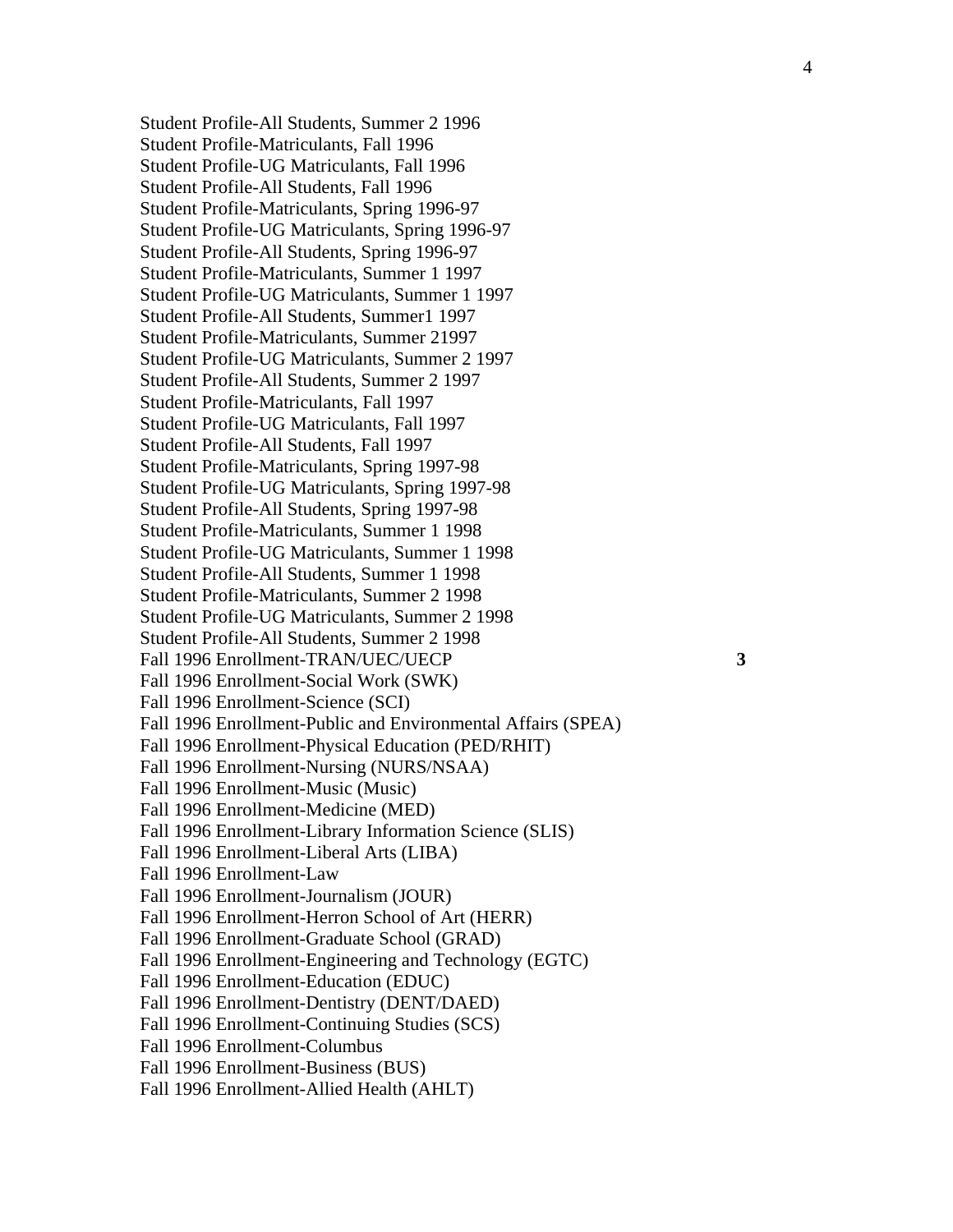Student Profile-All Students, Summer 2 1996  
Student Profile-Matriculants, Fall 1996  
Student Profile-UG Matriculants, Fall 1996  
Student Profile-All Students, Fall 1996  
Student Profile-Matriculants, Spring 1996-97  
Student Profile-UG Matriculants, Spring 1996-97  
Student Profile-All Students, Spring 1996-97  
Student Profile-Matriculants, Summer 1 1997  
Student Profile-UG Matriculants, Summer 1 1997  
Student Profile-All Students, Summer1 1997  
Student Profile-Matriculants, Summer 21997  
Student Profile-UG Matriculants, Summer 2 1997  
Student Profile-All Students, Summer 2 1997  
Student Profile-Matriculants, Fall 1997  
Student Profile-UG Matriculants, Fall 1997  
Student Profile-All Students, Fall 1997  
Student Profile-Matriculants, Spring 1997-98  
Student Profile-UG Matriculants, Spring 1997-98  
Student Profile-All Students, Spring 1997-98  
Student Profile-Matriculants, Summer 1 1998  
Student Profile-UG Matriculants, Summer 1 1998  
Student Profile-All Students, Summer 1 1998  
Student Profile-Matriculants, Summer 2 1998  
Student Profile-UG Matriculants, Summer 2 1998  
Student Profile-All Students, Summer 2 1998  
Fall 1996 Enrollment-TRAN/UEC/UECP **3**  
Fall 1996 Enrollment-Social Work (SWK)  
Fall 1996 Enrollment-Science (SCI)  
Fall 1996 Enrollment-Public and Environmental Affairs (SPEA)  
Fall 1996 Enrollment-Physical Education (PED/RHIT)  
Fall 1996 Enrollment-Nursing (NURS/NSAA)  
Fall 1996 Enrollment-Music (Music)  
Fall 1996 Enrollment-Medicine (MED)  
Fall 1996 Enrollment-Library Information Science (SLIS)  
Fall 1996 Enrollment-Liberal Arts (LIBA)  
Fall 1996 Enrollment-Law  
Fall 1996 Enrollment-Journalism (JOUR)  
Fall 1996 Enrollment-Herron School of Art (HERR)  
Fall 1996 Enrollment-Graduate School (GRAD)  
Fall 1996 Enrollment-Engineering and Technology (EGTC)  
Fall 1996 Enrollment-Education (EDUC)  
Fall 1996 Enrollment-Dentistry (DENT/DAED)  
Fall 1996 Enrollment-Continuing Studies (SCS)  
Fall 1996 Enrollment-Columbus  
Fall 1996 Enrollment-Business (BUS)  
Fall 1996 Enrollment-Allied Health (AHLT)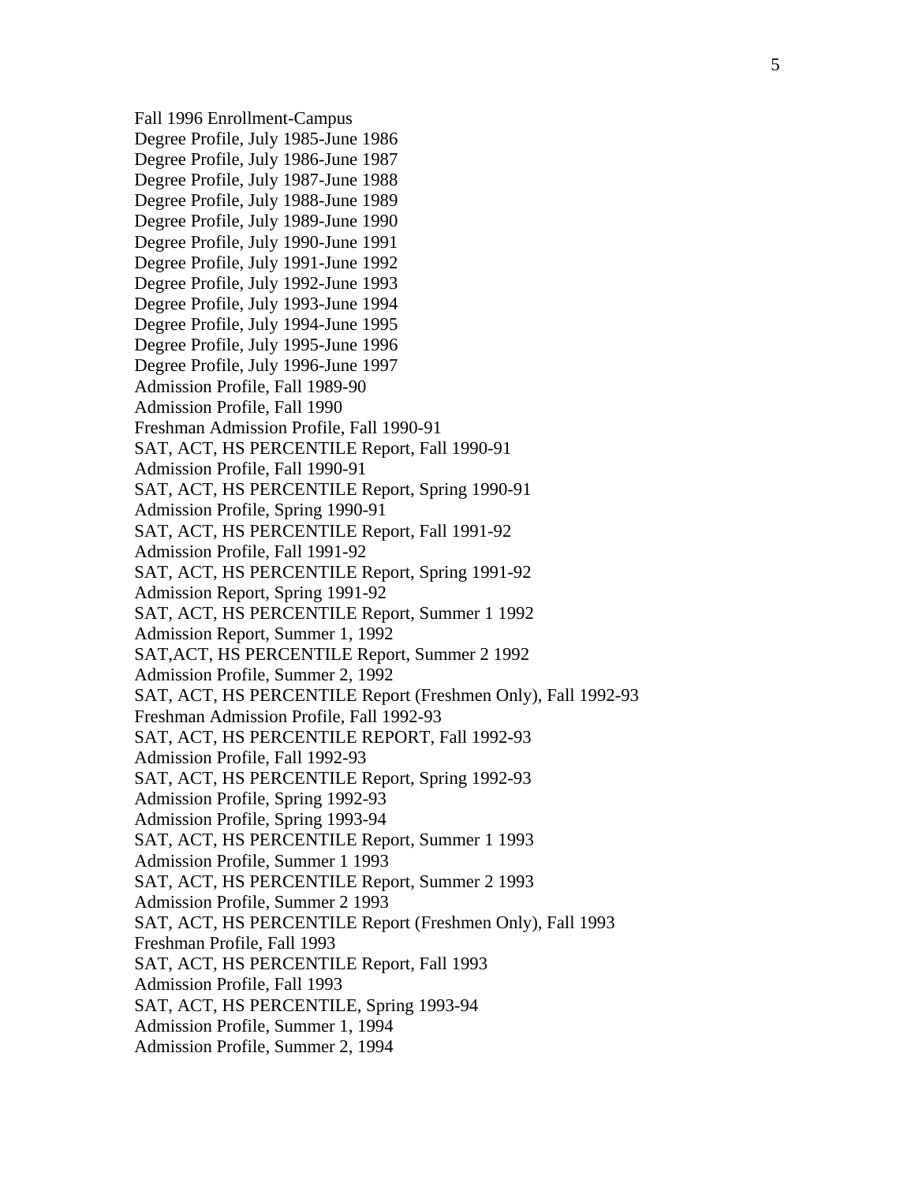Fall 1996 Enrollment-Campus
Degree Profile, July 1985-June 1986
Degree Profile, July 1986-June 1987
Degree Profile, July 1987-June 1988
Degree Profile, July 1988-June 1989
Degree Profile, July 1989-June 1990
Degree Profile, July 1990-June 1991
Degree Profile, July 1991-June 1992
Degree Profile, July 1992-June 1993
Degree Profile, July 1993-June 1994
Degree Profile, July 1994-June 1995
Degree Profile, July 1995-June 1996
Degree Profile, July 1996-June 1997
Admission Profile, Fall 1989-90
Admission Profile, Fall 1990
Freshman Admission Profile, Fall 1990-91
SAT, ACT, HS PERCENTILE Report, Fall 1990-91
Admission Profile, Fall 1990-91
SAT, ACT, HS PERCENTILE Report, Spring 1990-91
Admission Profile, Spring 1990-91
SAT, ACT, HS PERCENTILE Report, Fall 1991-92
Admission Profile, Fall 1991-92
SAT, ACT, HS PERCENTILE Report, Spring 1991-92
Admission Report, Spring 1991-92
SAT, ACT, HS PERCENTILE Report, Summer 1 1992
Admission Report, Summer 1, 1992
SAT,ACT, HS PERCENTILE Report, Summer 2 1992
Admission Profile, Summer 2, 1992
SAT, ACT, HS PERCENTILE Report (Freshmen Only), Fall 1992-93
Freshman Admission Profile, Fall 1992-93
SAT, ACT, HS PERCENTILE REPORT, Fall 1992-93
Admission Profile, Fall 1992-93
SAT, ACT, HS PERCENTILE Report, Spring 1992-93
Admission Profile, Spring 1992-93
Admission Profile, Spring 1993-94
SAT, ACT, HS PERCENTILE Report, Summer 1 1993
Admission Profile, Summer 1 1993
SAT, ACT, HS PERCENTILE Report, Summer 2 1993
Admission Profile, Summer 2 1993
SAT, ACT, HS PERCENTILE Report (Freshmen Only), Fall 1993
Freshman Profile, Fall 1993
SAT, ACT, HS PERCENTILE Report, Fall 1993
Admission Profile, Fall 1993
SAT, ACT, HS PERCENTILE, Spring 1993-94
Admission Profile, Summer 1, 1994
Admission Profile, Summer 2, 1994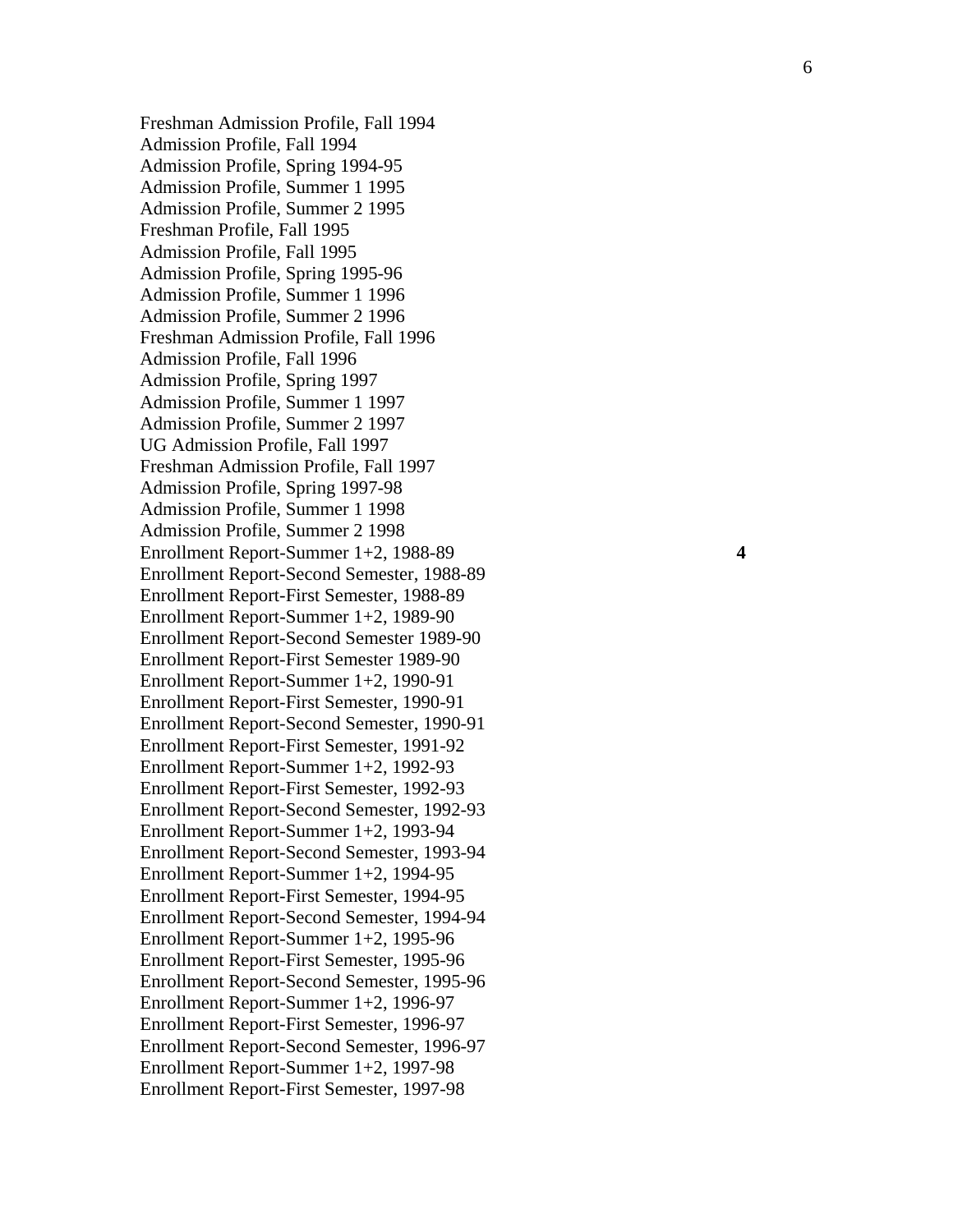Freshman Admission Profile, Fall 1994
Admission Profile, Fall 1994
Admission Profile, Spring 1994-95
Admission Profile, Summer 1 1995
Admission Profile, Summer 2 1995
Freshman Profile, Fall 1995
Admission Profile, Fall 1995
Admission Profile, Spring 1995-96
Admission Profile, Summer 1 1996
Admission Profile, Summer 2 1996
Freshman Admission Profile, Fall 1996
Admission Profile, Fall 1996
Admission Profile, Spring 1997
Admission Profile, Summer 1 1997
Admission Profile, Summer 2 1997
UG Admission Profile, Fall 1997
Freshman Admission Profile, Fall 1997
Admission Profile, Spring 1997-98
Admission Profile, Summer 1 1998
Admission Profile, Summer 2 1998
Enrollment Report-Summer 1+2, 1988-89 **4**
Enrollment Report-Second Semester, 1988-89
Enrollment Report-First Semester, 1988-89
Enrollment Report-Summer 1+2, 1989-90
Enrollment Report-Second Semester 1989-90
Enrollment Report-First Semester 1989-90
Enrollment Report-Summer 1+2, 1990-91
Enrollment Report-First Semester, 1990-91
Enrollment Report-Second Semester, 1990-91
Enrollment Report-First Semester, 1991-92
Enrollment Report-Summer 1+2, 1992-93
Enrollment Report-First Semester, 1992-93
Enrollment Report-Second Semester, 1992-93
Enrollment Report-Summer 1+2, 1993-94
Enrollment Report-Second Semester, 1993-94
Enrollment Report-Summer 1+2, 1994-95
Enrollment Report-First Semester, 1994-95
Enrollment Report-Second Semester, 1994-94
Enrollment Report-Summer 1+2, 1995-96
Enrollment Report-First Semester, 1995-96
Enrollment Report-Second Semester, 1995-96
Enrollment Report-Summer 1+2, 1996-97
Enrollment Report-First Semester, 1996-97
Enrollment Report-Second Semester, 1996-97
Enrollment Report-Summer 1+2, 1997-98
Enrollment Report-First Semester, 1997-98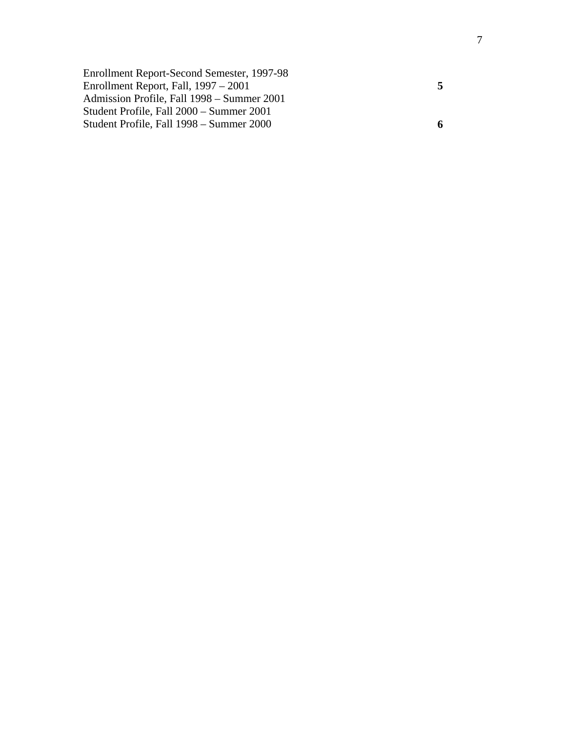| | |
|---|---|
| Enrollment Report-Second Semester, 1997-98 | |
| Enrollment Report, Fall, 1997 – 2001 | **5** |
| Admission Profile, Fall 1998 – Summer 2001 | |
| Student Profile, Fall 2000 – Summer 2001 | |
| Student Profile, Fall 1998 – Summer 2000 | **6** |